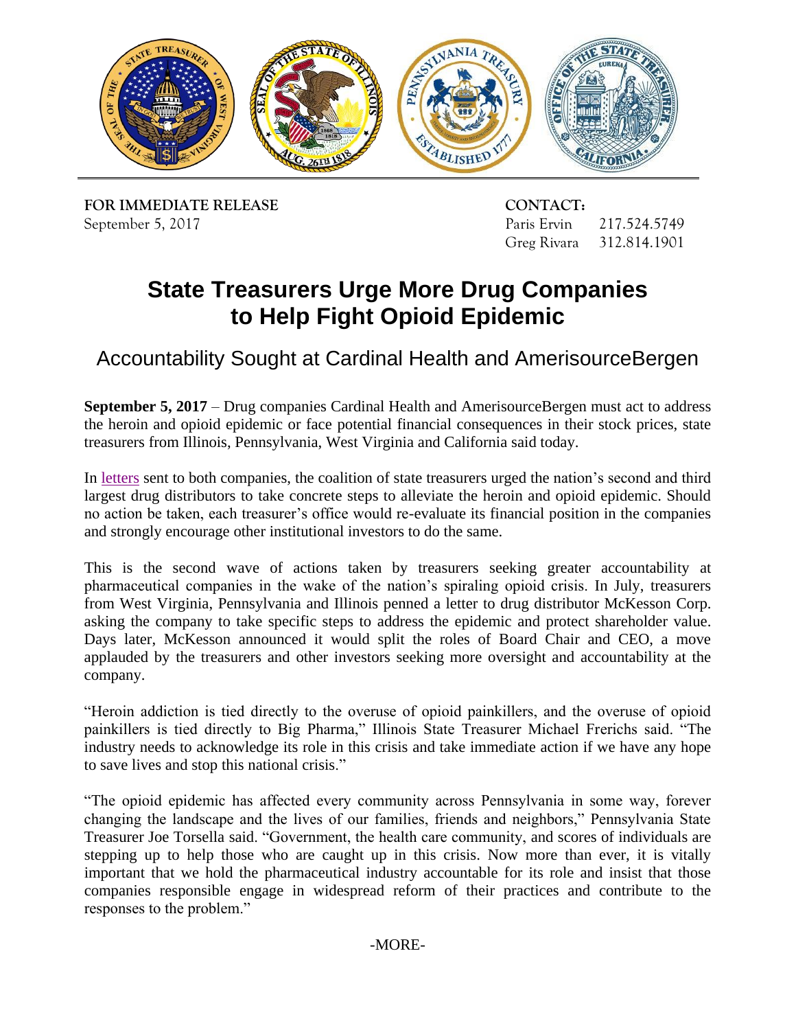**FOR IMMEDIATE RELEASE**
September 5, 2017

**CONTACT:**
Paris Ervin 217.524.5749
Greg Rivara 312.814.1901

# State Treasurers Urge More Drug Companies to Help Fight Opioid Epidemic

## Accountability Sought at Cardinal Health and AmerisourceBergen

**September 5, 2017** – Drug companies Cardinal Health and AmerisourceBergen must act to address the heroin and opioid epidemic or face potential financial consequences in their stock prices, state treasurers from Illinois, Pennsylvania, West Virginia and California said today.

In letters sent to both companies, the coalition of state treasurers urged the nation's second and third largest drug distributors to take concrete steps to alleviate the heroin and opioid epidemic. Should no action be taken, each treasurer's office would re-evaluate its financial position in the companies and strongly encourage other institutional investors to do the same.

This is the second wave of actions taken by treasurers seeking greater accountability at pharmaceutical companies in the wake of the nation's spiraling opioid crisis. In July, treasurers from West Virginia, Pennsylvania and Illinois penned a letter to drug distributor McKesson Corp. asking the company to take specific steps to address the epidemic and protect shareholder value. Days later, McKesson announced it would split the roles of Board Chair and CEO, a move applauded by the treasurers and other investors seeking more oversight and accountability at the company.

"Heroin addiction is tied directly to the overuse of opioid painkillers, and the overuse of opioid painkillers is tied directly to Big Pharma," Illinois State Treasurer Michael Frerichs said. "The industry needs to acknowledge its role in this crisis and take immediate action if we have any hope to save lives and stop this national crisis."

"The opioid epidemic has affected every community across Pennsylvania in some way, forever changing the landscape and the lives of our families, friends and neighbors," Pennsylvania State Treasurer Joe Torsella said. "Government, the health care community, and scores of individuals are stepping up to help those who are caught up in this crisis. Now more than ever, it is vitally important that we hold the pharmaceutical industry accountable for its role and insist that those companies responsible engage in widespread reform of their practices and contribute to the responses to the problem."

-MORE-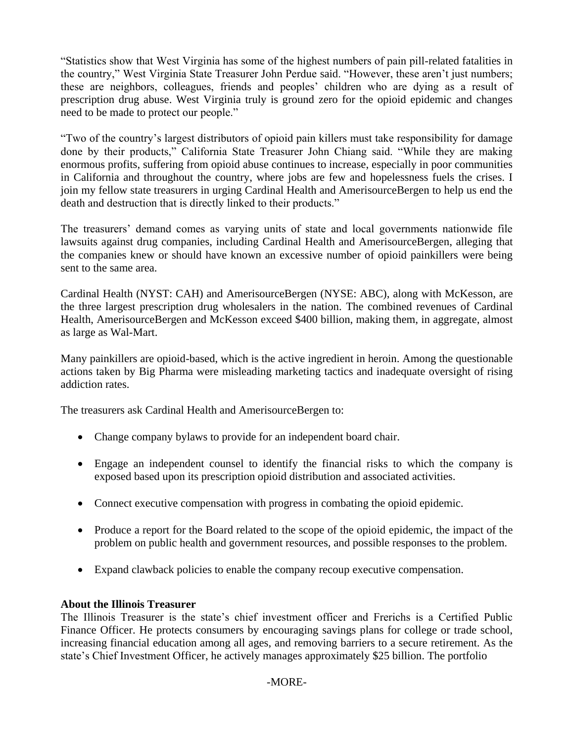"Statistics show that West Virginia has some of the highest numbers of pain pill-related fatalities in the country," West Virginia State Treasurer John Perdue said. "However, these aren't just numbers; these are neighbors, colleagues, friends and peoples' children who are dying as a result of prescription drug abuse. West Virginia truly is ground zero for the opioid epidemic and changes need to be made to protect our people."

"Two of the country's largest distributors of opioid pain killers must take responsibility for damage done by their products," California State Treasurer John Chiang said. "While they are making enormous profits, suffering from opioid abuse continues to increase, especially in poor communities in California and throughout the country, where jobs are few and hopelessness fuels the crises. I join my fellow state treasurers in urging Cardinal Health and AmerisourceBergen to help us end the death and destruction that is directly linked to their products."

The treasurers' demand comes as varying units of state and local governments nationwide file lawsuits against drug companies, including Cardinal Health and AmerisourceBergen, alleging that the companies knew or should have known an excessive number of opioid painkillers were being sent to the same area.

Cardinal Health (NYST: CAH) and AmerisourceBergen (NYSE: ABC), along with McKesson, are the three largest prescription drug wholesalers in the nation. The combined revenues of Cardinal Health, AmerisourceBergen and McKesson exceed $400 billion, making them, in aggregate, almost as large as Wal-Mart.

Many painkillers are opioid-based, which is the active ingredient in heroin. Among the questionable actions taken by Big Pharma were misleading marketing tactics and inadequate oversight of rising addiction rates.

The treasurers ask Cardinal Health and AmerisourceBergen to:

- Change company bylaws to provide for an independent board chair.
- Engage an independent counsel to identify the financial risks to which the company is exposed based upon its prescription opioid distribution and associated activities.
- Connect executive compensation with progress in combating the opioid epidemic.
- Produce a report for the Board related to the scope of the opioid epidemic, the impact of the problem on public health and government resources, and possible responses to the problem.
- Expand clawback policies to enable the company recoup executive compensation.

**About the Illinois Treasurer**

The Illinois Treasurer is the state's chief investment officer and Frerichs is a Certified Public Finance Officer. He protects consumers by encouraging savings plans for college or trade school, increasing financial education among all ages, and removing barriers to a secure retirement. As the state's Chief Investment Officer, he actively manages approximately $25 billion. The portfolio

-MORE-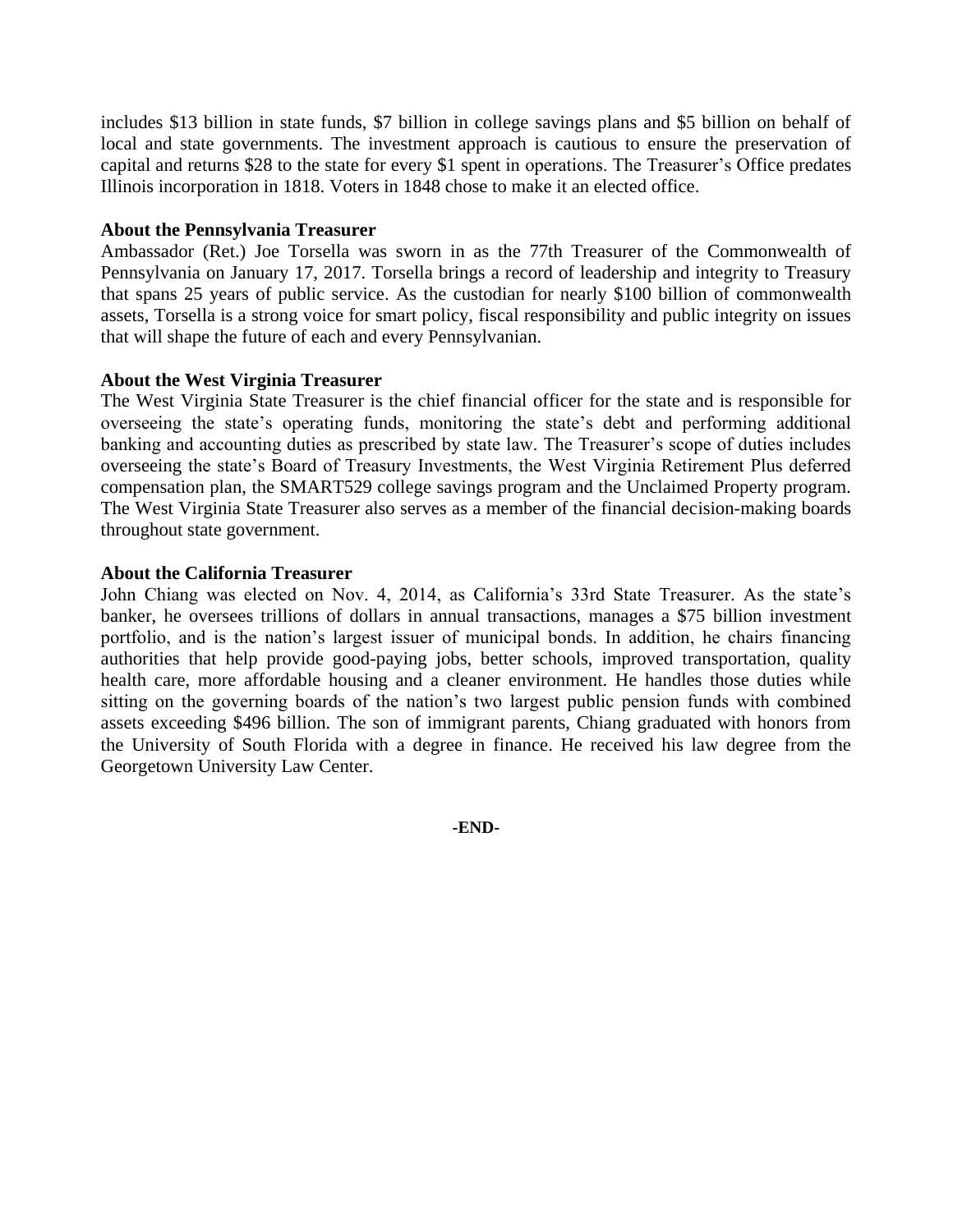includes $13 billion in state funds, $7 billion in college savings plans and $5 billion on behalf of local and state governments. The investment approach is cautious to ensure the preservation of capital and returns $28 to the state for every $1 spent in operations. The Treasurer's Office predates Illinois incorporation in 1818. Voters in 1848 chose to make it an elected office.

**About the Pennsylvania Treasurer**

Ambassador (Ret.) Joe Torsella was sworn in as the 77th Treasurer of the Commonwealth of Pennsylvania on January 17, 2017. Torsella brings a record of leadership and integrity to Treasury that spans 25 years of public service. As the custodian for nearly $100 billion of commonwealth assets, Torsella is a strong voice for smart policy, fiscal responsibility and public integrity on issues that will shape the future of each and every Pennsylvanian.

**About the West Virginia Treasurer**

The West Virginia State Treasurer is the chief financial officer for the state and is responsible for overseeing the state's operating funds, monitoring the state's debt and performing additional banking and accounting duties as prescribed by state law. The Treasurer's scope of duties includes overseeing the state's Board of Treasury Investments, the West Virginia Retirement Plus deferred compensation plan, the SMART529 college savings program and the Unclaimed Property program. The West Virginia State Treasurer also serves as a member of the financial decision-making boards throughout state government.

**About the California Treasurer**

John Chiang was elected on Nov. 4, 2014, as California's 33rd State Treasurer. As the state's banker, he oversees trillions of dollars in annual transactions, manages a $75 billion investment portfolio, and is the nation's largest issuer of municipal bonds. In addition, he chairs financing authorities that help provide good-paying jobs, better schools, improved transportation, quality health care, more affordable housing and a cleaner environment. He handles those duties while sitting on the governing boards of the nation's two largest public pension funds with combined assets exceeding $496 billion. The son of immigrant parents, Chiang graduated with honors from the University of South Florida with a degree in finance. He received his law degree from the Georgetown University Law Center.

**-END-**